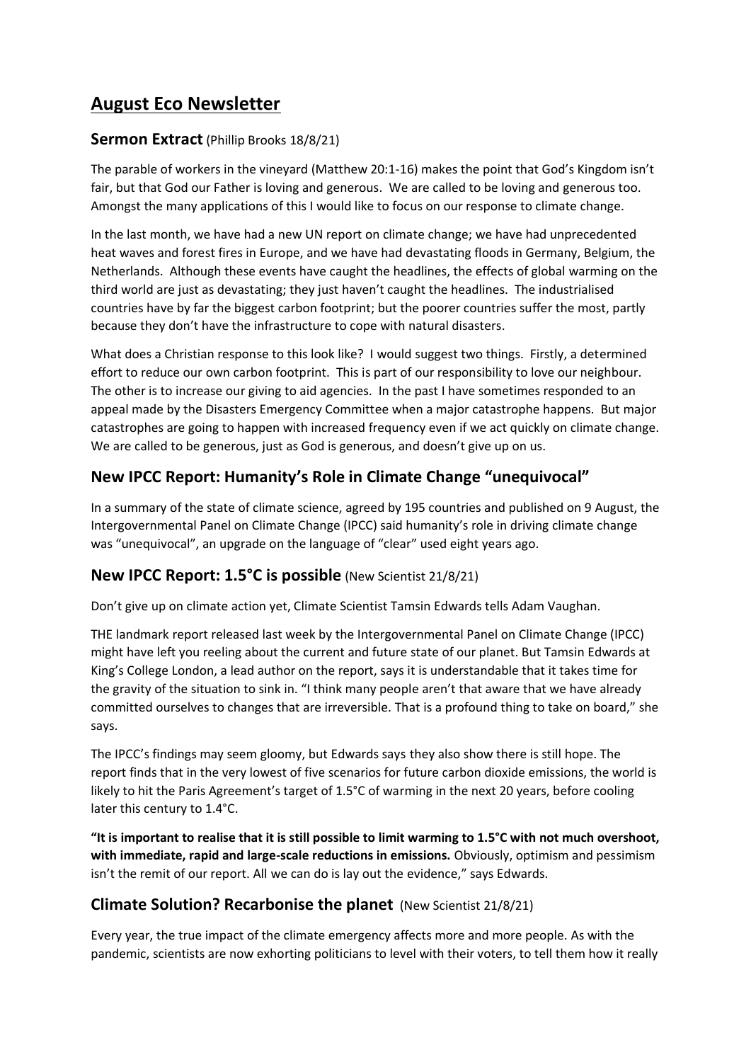# August Eco Newsletter

## Sermon Extract (Phillip Brooks 18/8/21)

The parable of workers in the vineyard (Matthew 20:1-16) makes the point that God's Kingdom isn't fair, but that God our Father is loving and generous. We are called to be loving and generous too. Amongst the many applications of this I would like to focus on our response to climate change.

In the last month, we have had a new UN report on climate change; we have had unprecedented heat waves and forest fires in Europe, and we have had devastating floods in Germany, Belgium, the Netherlands. Although these events have caught the headlines, the effects of global warming on the third world are just as devastating; they just haven't caught the headlines. The industrialised countries have by far the biggest carbon footprint; but the poorer countries suffer the most, partly because they don't have the infrastructure to cope with natural disasters.

What does a Christian response to this look like? I would suggest two things. Firstly, a determined effort to reduce our own carbon footprint. This is part of our responsibility to love our neighbour. The other is to increase our giving to aid agencies. In the past I have sometimes responded to an appeal made by the Disasters Emergency Committee when a major catastrophe happens. But major catastrophes are going to happen with increased frequency even if we act quickly on climate change. We are called to be generous, just as God is generous, and doesn't give up on us.

## New IPCC Report: Humanity's Role in Climate Change "unequivocal"

In a summary of the state of climate science, agreed by 195 countries and published on 9 August, the Intergovernmental Panel on Climate Change (IPCC) said humanity's role in driving climate change was "unequivocal", an upgrade on the language of "clear" used eight years ago.

## New IPCC Report: 1.5°C is possible (New Scientist 21/8/21)

Don't give up on climate action yet, Climate Scientist Tamsin Edwards tells Adam Vaughan.

THE landmark report released last week by the Intergovernmental Panel on Climate Change (IPCC) might have left you reeling about the current and future state of our planet. But Tamsin Edwards at King's College London, a lead author on the report, says it is understandable that it takes time for the gravity of the situation to sink in. "I think many people aren't that aware that we have already committed ourselves to changes that are irreversible. That is a profound thing to take on board," she says.

The IPCC's findings may seem gloomy, but Edwards says they also show there is still hope. The report finds that in the very lowest of five scenarios for future carbon dioxide emissions, the world is likely to hit the Paris Agreement's target of 1.5°C of warming in the next 20 years, before cooling later this century to 1.4°C.

**"It is important to realise that it is still possible to limit warming to 1.5°C with not much overshoot, with immediate, rapid and large-scale reductions in emissions.** Obviously, optimism and pessimism isn't the remit of our report. All we can do is lay out the evidence," says Edwards.

## Climate Solution? Recarbonise the planet (New Scientist 21/8/21)

Every year, the true impact of the climate emergency affects more and more people. As with the pandemic, scientists are now exhorting politicians to level with their voters, to tell them how it really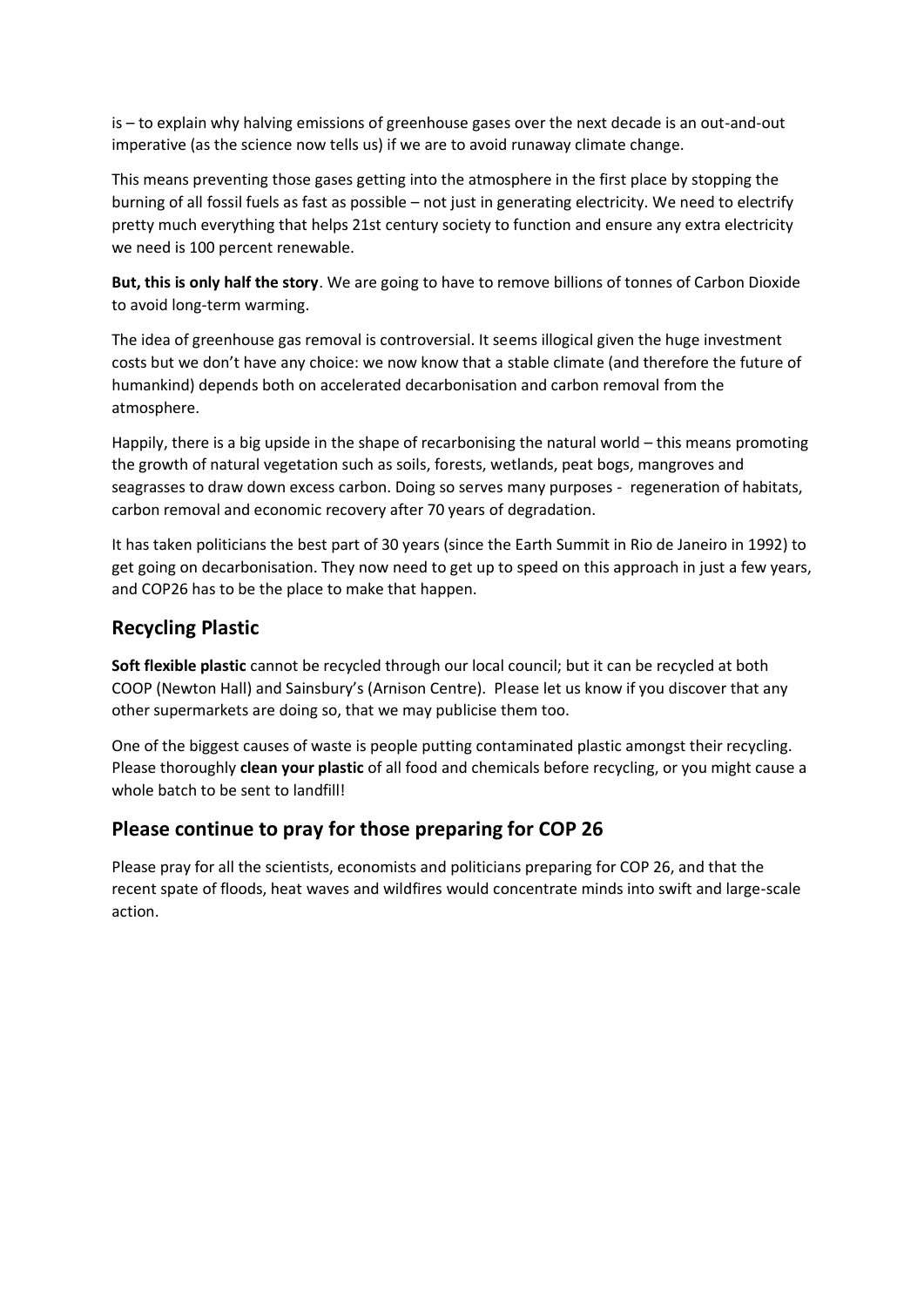is – to explain why halving emissions of greenhouse gases over the next decade is an out-and-out imperative (as the science now tells us) if we are to avoid runaway climate change.

This means preventing those gases getting into the atmosphere in the first place by stopping the burning of all fossil fuels as fast as possible – not just in generating electricity. We need to electrify pretty much everything that helps 21st century society to function and ensure any extra electricity we need is 100 percent renewable.

**But, this is only half the story**. We are going to have to remove billions of tonnes of Carbon Dioxide to avoid long-term warming.

The idea of greenhouse gas removal is controversial. It seems illogical given the huge investment costs but we don't have any choice: we now know that a stable climate (and therefore the future of humankind) depends both on accelerated decarbonisation and carbon removal from the atmosphere.

Happily, there is a big upside in the shape of recarbonising the natural world – this means promoting the growth of natural vegetation such as soils, forests, wetlands, peat bogs, mangroves and seagrasses to draw down excess carbon. Doing so serves many purposes - regeneration of habitats, carbon removal and economic recovery after 70 years of degradation.

It has taken politicians the best part of 30 years (since the Earth Summit in Rio de Janeiro in 1992) to get going on decarbonisation. They now need to get up to speed on this approach in just a few years, and COP26 has to be the place to make that happen.

## Recycling Plastic

**Soft flexible plastic** cannot be recycled through our local council; but it can be recycled at both COOP (Newton Hall) and Sainsbury's (Arnison Centre). Please let us know if you discover that any other supermarkets are doing so, that we may publicise them too.

One of the biggest causes of waste is people putting contaminated plastic amongst their recycling. Please thoroughly **clean your plastic** of all food and chemicals before recycling, or you might cause a whole batch to be sent to landfill!

## Please continue to pray for those preparing for COP 26

Please pray for all the scientists, economists and politicians preparing for COP 26, and that the recent spate of floods, heat waves and wildfires would concentrate minds into swift and large-scale action.